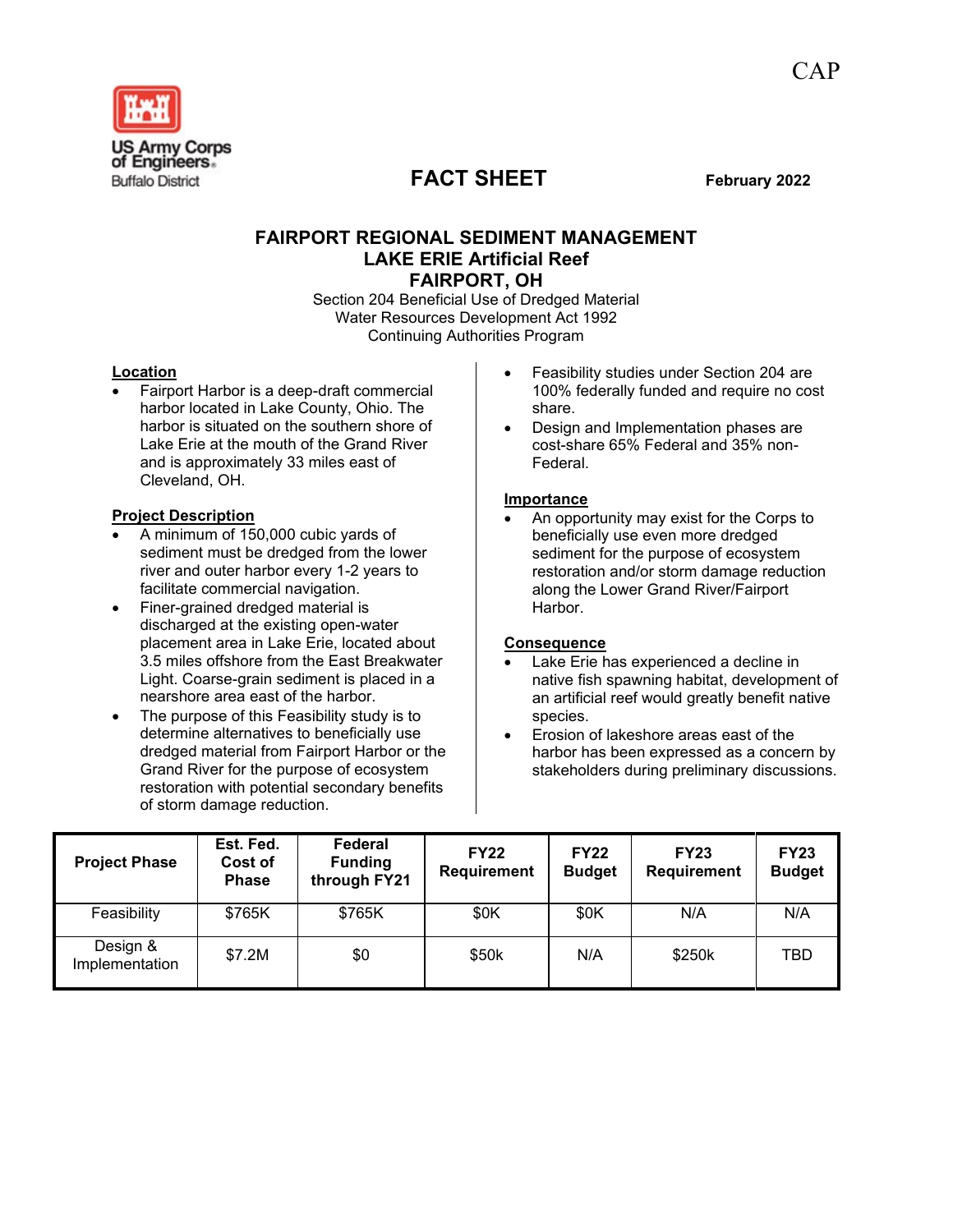CAP

US Army Corps of Engineers
Buffalo District

# FACT SHEET

**February 2022**

## FAIRPORT REGIONAL SEDIMENT MANAGEMENT
## LAKE ERIE Artificial Reef
## FAIRPORT, OH

Section 204 Beneficial Use of Dredged Material
Water Resources Development Act 1992
Continuing Authorities Program

### Location

- Fairport Harbor is a deep-draft commercial harbor located in Lake County, Ohio. The harbor is situated on the southern shore of Lake Erie at the mouth of the Grand River and is approximately 33 miles east of Cleveland, OH.

### Project Description

- A minimum of 150,000 cubic yards of sediment must be dredged from the lower river and outer harbor every 1-2 years to facilitate commercial navigation.
- Finer-grained dredged material is discharged at the existing open-water placement area in Lake Erie, located about 3.5 miles offshore from the East Breakwater Light. Coarse-grain sediment is placed in a nearshore area east of the harbor.
- The purpose of this Feasibility study is to determine alternatives to beneficially use dredged material from Fairport Harbor or the Grand River for the purpose of ecosystem restoration with potential secondary benefits of storm damage reduction.
- Feasibility studies under Section 204 are 100% federally funded and require no cost share.
- Design and Implementation phases are cost-share 65% Federal and 35% non-Federal.

### Importance

- An opportunity may exist for the Corps to beneficially use even more dredged sediment for the purpose of ecosystem restoration and/or storm damage reduction along the Lower Grand River/Fairport Harbor.

### Consequence

- Lake Erie has experienced a decline in native fish spawning habitat, development of an artificial reef would greatly benefit native species.
- Erosion of lakeshore areas east of the harbor has been expressed as a concern by stakeholders during preliminary discussions.

| Project Phase | Est. Fed. Cost of Phase | Federal Funding through FY21 | FY22 Requirement | FY22 Budget | FY23 Requirement | FY23 Budget |
|---|---|---|---|---|---|---|
| Feasibility | $765K | $765K | $0K | $0K | N/A | N/A |
| Design & Implementation | $7.2M | $0 | $50k | N/A | $250k | TBD |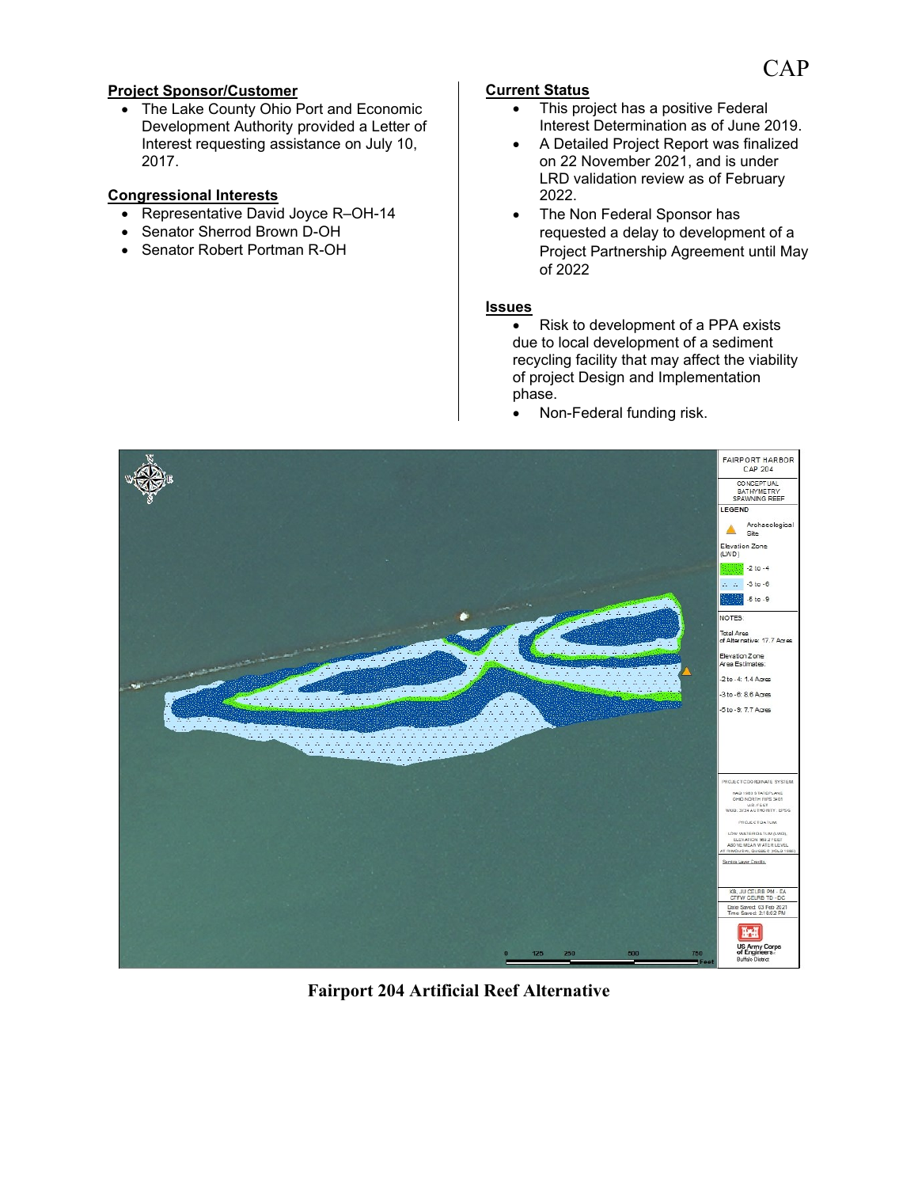CAP

**Project Sponsor/Customer**

- The Lake County Ohio Port and Economic Development Authority provided a Letter of Interest requesting assistance on July 10, 2017.

**Congressional Interests**

- Representative David Joyce R–OH-14
- Senator Sherrod Brown D-OH
- Senator Robert Portman R-OH

**Current Status**

- This project has a positive Federal Interest Determination as of June 2019.
- A Detailed Project Report was finalized on 22 November 2021, and is under LRD validation review as of February 2022.
- The Non Federal Sponsor has requested a delay to development of a Project Partnership Agreement until May of 2022

**Issues**

- Risk to development of a PPA exists due to local development of a sediment recycling facility that may affect the viability of project Design and Implementation phase.
- Non-Federal funding risk.

**Fairport 204 Artificial Reef Alternative**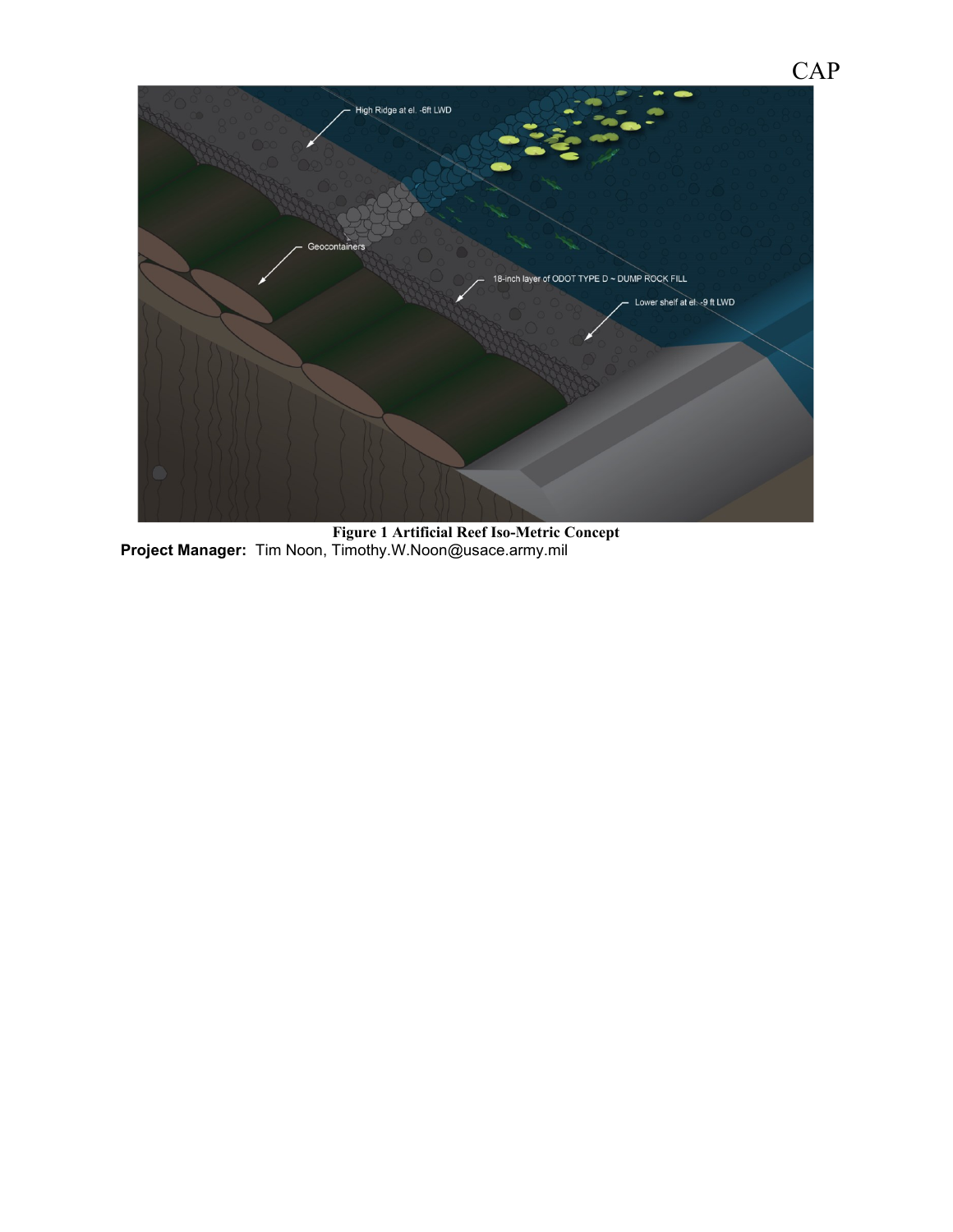High Ridge at el. -6ft LWD

Geocontainers

18-inch layer of ODOT TYPE D ~ DUMP ROCK FILL

Lower shelf at el. -9 ft LWD

**Figure 1 Artificial Reef Iso-Metric Concept**

**Project Manager:** Tim Noon, Timothy.W.Noon@usace.army.mil